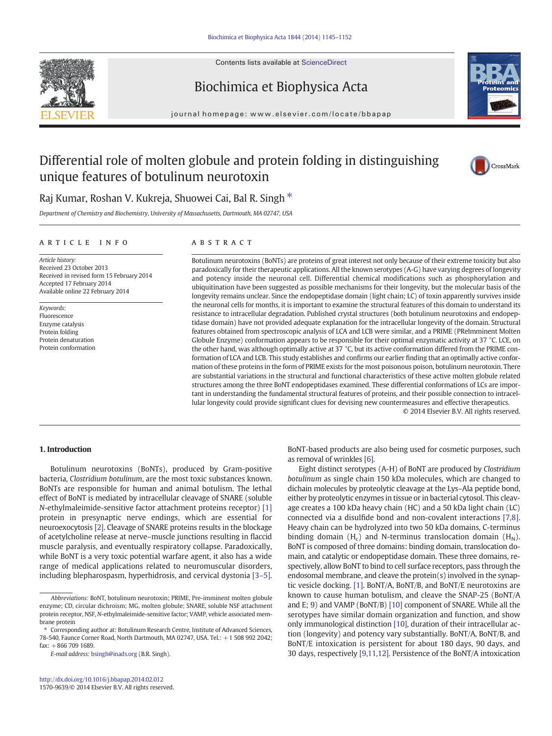# Differential role of molten globule and protein folding in distinguishing unique features of botulinum neurotoxin

Raj Kumar, Roshan V. Kukreja, Shuowei Cai, Bal R. Singh *

*Department of Chemistry and Biochemistry, University of Massachusetts, Dartmouth, MA 02747, USA*

## ARTICLE INFO

*Article history:*
Received 23 October 2013
Received in revised form 15 February 2014
Accepted 17 February 2014
Available online 22 February 2014

*Keywords:*
Fluorescence
Enzyme catalysis
Protein folding
Protein denaturation
Protein conformation

## ABSTRACT

Botulinum neurotoxins (BoNTs) are proteins of great interest not only because of their extreme toxicity but also paradoxically for their therapeutic applications. All the known serotypes (A-G) have varying degrees of longevity and potency inside the neuronal cell. Differential chemical modifications such as phosphorylation and ubiquitination have been suggested as possible mechanisms for their longevity, but the molecular basis of the longevity remains unclear. Since the endopeptidase domain (light chain; LC) of toxin apparently survives inside the neuronal cells for months, it is important to examine the structural features of this domain to understand its resistance to intracellular degradation. Published crystal structures (both botulinum neurotoxins and endopeptidase domain) have not provided adequate explanation for the intracellular longevity of the domain. Structural features obtained from spectroscopic analysis of LCA and LCB were similar, and a PRIME (PReImminent Molten Globule Enzyme) conformation appears to be responsible for their optimal enzymatic activity at 37 °C. LCE, on the other hand, was although optimally active at 37 °C, but its active conformation differed from the PRIME conformation of LCA and LCB. This study establishes and confirms our earlier finding that an optimally active conformation of these proteins in the form of PRIME exists for the most poisonous poison, botulinum neurotoxin. There are substantial variations in the structural and functional characteristics of these active molten globule related structures among the three BoNT endopeptidases examined. These differential conformations of LCs are important in understanding the fundamental structural features of proteins, and their possible connection to intracellular longevity could provide significant clues for devising new countermeasures and effective therapeutics.

© 2014 Elsevier B.V. All rights reserved.

## 1. Introduction

Botulinum neurotoxins (BoNTs), produced by Gram-positive bacteria, *Clostridium botulinum*, are the most toxic substances known. BoNTs are responsible for human and animal botulism. The lethal effect of BoNT is mediated by intracellular cleavage of SNARE (soluble *N*-ethylmaleimide-sensitive factor attachment proteins receptor) [1] protein in presynaptic nerve endings, which are essential for neuroexocytosis [2]. Cleavage of SNARE proteins results in the blockage of acetylcholine release at nerve–muscle junctions resulting in flaccid muscle paralysis, and eventually respiratory collapse. Paradoxically, while BoNT is a very toxic potential warfare agent, it also has a wide range of medical applications related to neuromuscular disorders, including blepharospasm, hyperhidrosis, and cervical dystonia [3–5]. BoNT-based products are also being used for cosmetic purposes, such as removal of wrinkles [6].

Eight distinct serotypes (A-H) of BoNT are produced by *Clostridium botulinum* as single chain 150 kDa molecules, which are changed to dichain molecules by proteolytic cleavage at the Lys–Ala peptide bond, either by proteolytic enzymes in tissue or in bacterial cytosol. This cleavage creates a 100 kDa heavy chain (HC) and a 50 kDa light chain (LC) connected via a disulfide bond and non-covalent interactions [7,8]. Heavy chain can be hydrolyzed into two 50 kDa domains, C-terminus binding domain ($H_c$) and N-terminus translocation domain ($H_N$). BoNT is composed of three domains: binding domain, translocation domain, and catalytic or endopeptidase domain. These three domains, respectively, allow BoNT to bind to cell surface receptors, pass through the endosomal membrane, and cleave the protein(s) involved in the synaptic vesicle docking. [1]. BoNT/A, BoNT/B, and BoNT/E neurotoxins are known to cause human botulism, and cleave the SNAP-25 (BoNT/A and E; 9) and VAMP (BoNT/B) [10] component of SNARE. While all the serotypes have similar domain organization and function, and show only immunological distinction [10], duration of their intracellular action (longevity) and potency vary substantially. BoNT/A, BoNT/B, and BoNT/E intoxication is persistent for about 180 days, 90 days, and 30 days, respectively [9,11,12]. Persistence of the BoNT/A intoxication

---

*Abbreviations:* BoNT, botulinum neurotoxin; PRIME, Pre-imminent molten globule enzyme; CD, circular dichroism; MG, molten globule; SNARE, soluble NSF attachment protein receptor, NSF, *N*-ethylmaleimide-sensitive factor; VAMP, vehicle associated membrane protein

* Corresponding author at: Botulinum Research Centre, Institute of Advanced Sciences, 78-540, Faunce Corner Road, North Dartmouth, MA 02747, USA. Tel.: +1 508 992 2042; fax: +866 709 1689.

*E-mail address:* bsingh@inads.org (B.R. Singh).

http://dx.doi.org/10.1016/j.bbapap.2014.02.012
1570-9639/© 2014 Elsevier B.V. All rights reserved.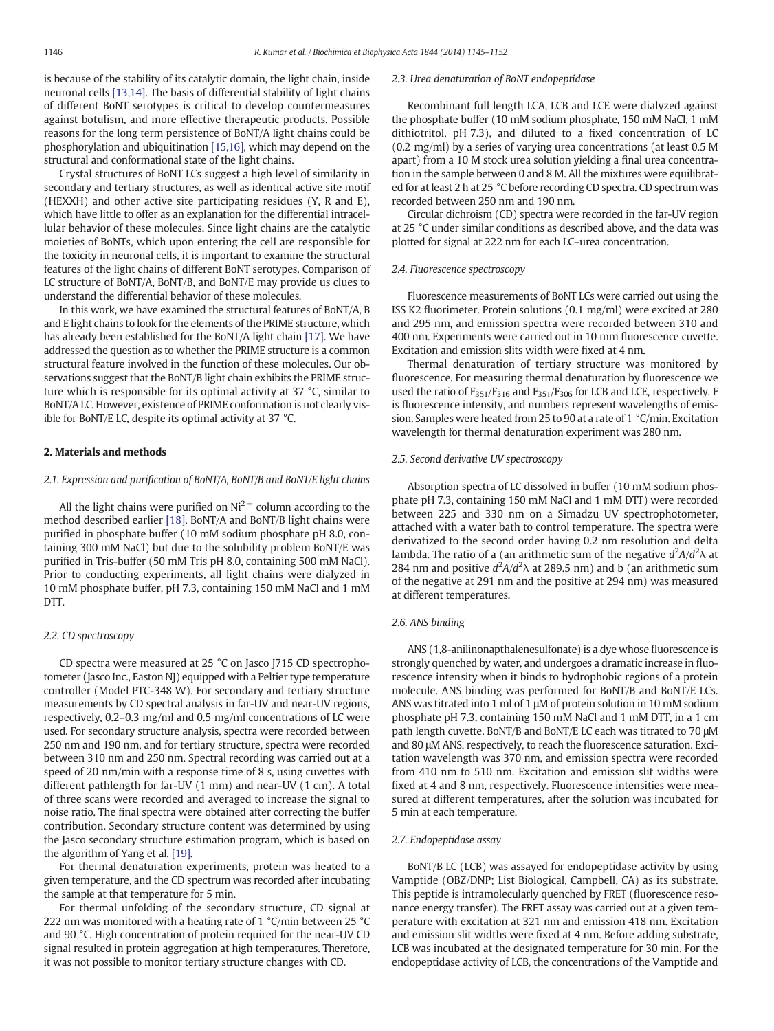is because of the stability of its catalytic domain, the light chain, inside neuronal cells [13,14]. The basis of differential stability of light chains of different BoNT serotypes is critical to develop countermeasures against botulism, and more effective therapeutic products. Possible reasons for the long term persistence of BoNT/A light chains could be phosphorylation and ubiquitination [15,16], which may depend on the structural and conformational state of the light chains.

Crystal structures of BoNT LCs suggest a high level of similarity in secondary and tertiary structures, as well as identical active site motif (HEXXH) and other active site participating residues (Y, R and E), which have little to offer as an explanation for the differential intracellular behavior of these molecules. Since light chains are the catalytic moieties of BoNTs, which upon entering the cell are responsible for the toxicity in neuronal cells, it is important to examine the structural features of the light chains of different BoNT serotypes. Comparison of LC structure of BoNT/A, BoNT/B, and BoNT/E may provide us clues to understand the differential behavior of these molecules.

In this work, we have examined the structural features of BoNT/A, B and E light chains to look for the elements of the PRIME structure, which has already been established for the BoNT/A light chain [17]. We have addressed the question as to whether the PRIME structure is a common structural feature involved in the function of these molecules. Our observations suggest that the BoNT/B light chain exhibits the PRIME structure which is responsible for its optimal activity at 37 °C, similar to BoNT/A LC. However, existence of PRIME conformation is not clearly visible for BoNT/E LC, despite its optimal activity at 37 °C.

## 2. Materials and methods

### 2.1. Expression and purification of BoNT/A, BoNT/B and BoNT/E light chains

All the light chains were purified on $Ni^{2+}$ column according to the method described earlier [18]. BoNT/A and BoNT/B light chains were purified in phosphate buffer (10 mM sodium phosphate pH 8.0, containing 300 mM NaCl) but due to the solubility problem BoNT/E was purified in Tris-buffer (50 mM Tris pH 8.0, containing 500 mM NaCl). Prior to conducting experiments, all light chains were dialyzed in 10 mM phosphate buffer, pH 7.3, containing 150 mM NaCl and 1 mM DTT.

### 2.2. CD spectroscopy

CD spectra were measured at 25 °C on Jasco J715 CD spectrophotometer (Jasco Inc., Easton NJ) equipped with a Peltier type temperature controller (Model PTC-348 W). For secondary and tertiary structure measurements by CD spectral analysis in far-UV and near-UV regions, respectively, 0.2–0.3 mg/ml and 0.5 mg/ml concentrations of LC were used. For secondary structure analysis, spectra were recorded between 250 nm and 190 nm, and for tertiary structure, spectra were recorded between 310 nm and 250 nm. Spectral recording was carried out at a speed of 20 nm/min with a response time of 8 s, using cuvettes with different pathlength for far-UV (1 mm) and near-UV (1 cm). A total of three scans were recorded and averaged to increase the signal to noise ratio. The final spectra were obtained after correcting the buffer contribution. Secondary structure content was determined by using the Jasco secondary structure estimation program, which is based on the algorithm of Yang et al. [19].

For thermal denaturation experiments, protein was heated to a given temperature, and the CD spectrum was recorded after incubating the sample at that temperature for 5 min.

For thermal unfolding of the secondary structure, CD signal at 222 nm was monitored with a heating rate of 1 °C/min between 25 °C and 90 °C. High concentration of protein required for the near-UV CD signal resulted in protein aggregation at high temperatures. Therefore, it was not possible to monitor tertiary structure changes with CD.

### 2.3. Urea denaturation of BoNT endopeptidase

Recombinant full length LCA, LCB and LCE were dialyzed against the phosphate buffer (10 mM sodium phosphate, 150 mM NaCl, 1 mM dithiotritol, pH 7.3), and diluted to a fixed concentration of LC (0.2 mg/ml) by a series of varying urea concentrations (at least 0.5 M apart) from a 10 M stock urea solution yielding a final urea concentration in the sample between 0 and 8 M. All the mixtures were equilibrated for at least 2 h at 25 °C before recording CD spectra. CD spectrum was recorded between 250 nm and 190 nm.

Circular dichroism (CD) spectra were recorded in the far-UV region at 25 °C under similar conditions as described above, and the data was plotted for signal at 222 nm for each LC–urea concentration.

### 2.4. Fluorescence spectroscopy

Fluorescence measurements of BoNT LCs were carried out using the ISS K2 fluorimeter. Protein solutions (0.1 mg/ml) were excited at 280 and 295 nm, and emission spectra were recorded between 310 and 400 nm. Experiments were carried out in 10 mm fluorescence cuvette. Excitation and emission slits width were fixed at 4 nm.

Thermal denaturation of tertiary structure was monitored by fluorescence. For measuring thermal denaturation by fluorescence we used the ratio of $F_{351}/F_{316}$ and $F_{351}/F_{306}$ for LCB and LCE, respectively. F is fluorescence intensity, and numbers represent wavelengths of emission. Samples were heated from 25 to 90 at a rate of 1 °C/min. Excitation wavelength for thermal denaturation experiment was 280 nm.

### 2.5. Second derivative UV spectroscopy

Absorption spectra of LC dissolved in buffer (10 mM sodium phosphate pH 7.3, containing 150 mM NaCl and 1 mM DTT) were recorded between 225 and 330 nm on a Simadzu UV spectrophotometer, attached with a water bath to control temperature. The spectra were derivatized to the second order having 0.2 nm resolution and delta lambda. The ratio of a (an arithmetic sum of the negative $d^2A/d^2\lambda$ at 284 nm and positive $d^2A/d^2\lambda$ at 289.5 nm) and b (an arithmetic sum of the negative at 291 nm and the positive at 294 nm) was measured at different temperatures.

### 2.6. ANS binding

ANS (1,8-anilinonapthalenesulfonate) is a dye whose fluorescence is strongly quenched by water, and undergoes a dramatic increase in fluorescence intensity when it binds to hydrophobic regions of a protein molecule. ANS binding was performed for BoNT/B and BoNT/E LCs. ANS was titrated into 1 ml of 1 μM of protein solution in 10 mM sodium phosphate pH 7.3, containing 150 mM NaCl and 1 mM DTT, in a 1 cm path length cuvette. BoNT/B and BoNT/E LC each was titrated to 70 μM and 80 μM ANS, respectively, to reach the fluorescence saturation. Excitation wavelength was 370 nm, and emission spectra were recorded from 410 nm to 510 nm. Excitation and emission slit widths were fixed at 4 and 8 nm, respectively. Fluorescence intensities were measured at different temperatures, after the solution was incubated for 5 min at each temperature.

### 2.7. Endopeptidase assay

BoNT/B LC (LCB) was assayed for endopeptidase activity by using Vamptide (OBZ/DNP; List Biological, Campbell, CA) as its substrate. This peptide is intramolecularly quenched by FRET (fluorescence resonance energy transfer). The FRET assay was carried out at a given temperature with excitation at 321 nm and emission 418 nm. Excitation and emission slit widths were fixed at 4 nm. Before adding substrate, LCB was incubated at the designated temperature for 30 min. For the endopeptidase activity of LCB, the concentrations of the Vamptide and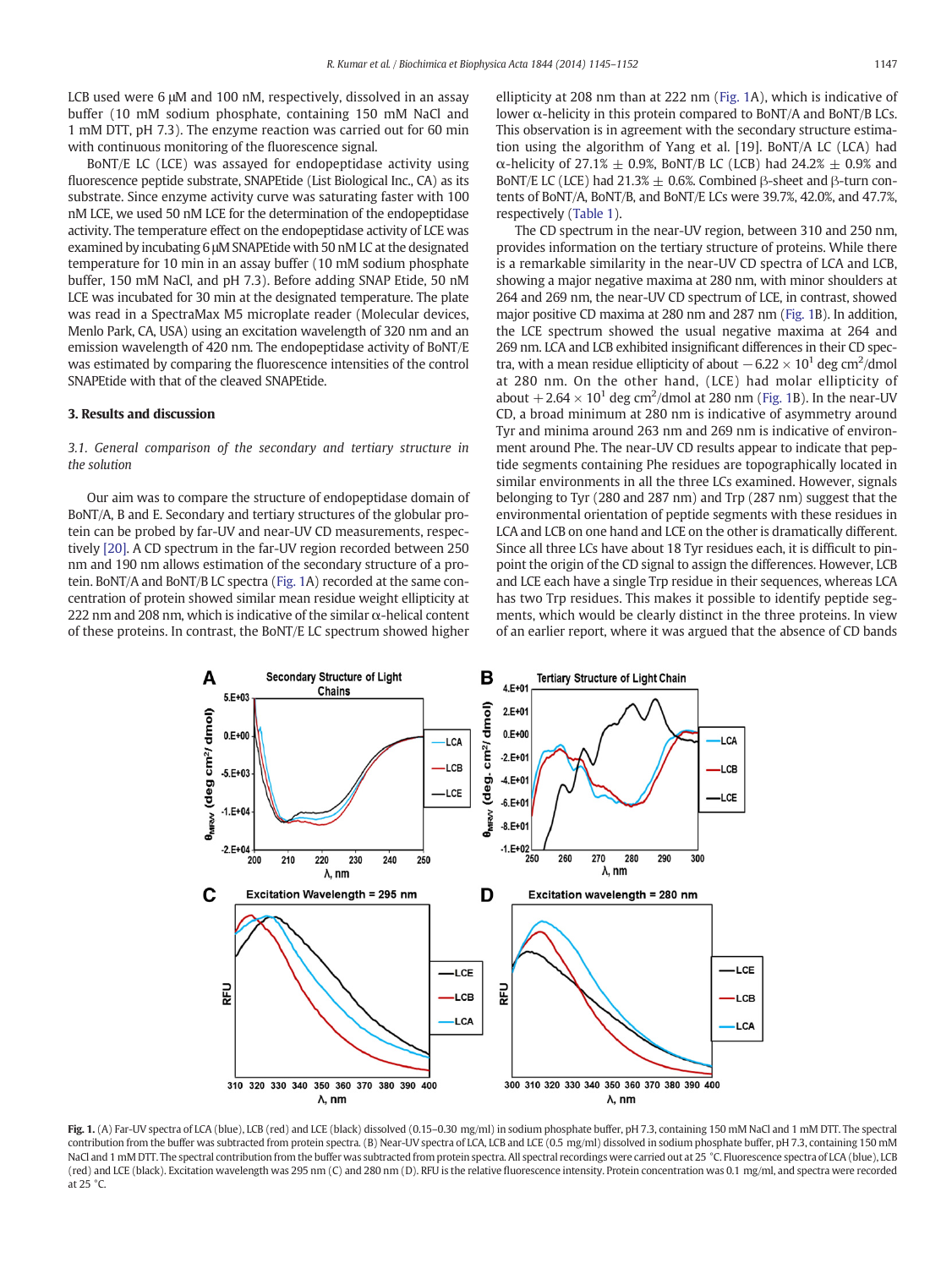LCB used were 6 μM and 100 nM, respectively, dissolved in an assay buffer (10 mM sodium phosphate, containing 150 mM NaCl and 1 mM DTT, pH 7.3). The enzyme reaction was carried out for 60 min with continuous monitoring of the fluorescence signal.

BoNT/E LC (LCE) was assayed for endopeptidase activity using fluorescence peptide substrate, SNAPEtide (List Biological Inc., CA) as its substrate. Since enzyme activity curve was saturating faster with 100 nM LCE, we used 50 nM LCE for the determination of the endopeptidase activity. The temperature effect on the endopeptidase activity of LCE was examined by incubating 6 μM SNAPEtide with 50 nM LC at the designated temperature for 10 min in an assay buffer (10 mM sodium phosphate buffer, 150 mM NaCl, and pH 7.3). Before adding SNAP Etide, 50 nM LCE was incubated for 30 min at the designated temperature. The plate was read in a SpectraMax M5 microplate reader (Molecular devices, Menlo Park, CA, USA) using an excitation wavelength of 320 nm and an emission wavelength of 420 nm. The endopeptidase activity of BoNT/E was estimated by comparing the fluorescence intensities of the control SNAPEtide with that of the cleaved SNAPEtide.

## 3. Results and discussion

### *3.1. General comparison of the secondary and tertiary structure in the solution*

Our aim was to compare the structure of endopeptidase domain of BoNT/A, B and E. Secondary and tertiary structures of the globular protein can be probed by far-UV and near-UV CD measurements, respectively [20]. A CD spectrum in the far-UV region recorded between 250 nm and 190 nm allows estimation of the secondary structure of a protein. BoNT/A and BoNT/B LC spectra (Fig. 1A) recorded at the same concentration of protein showed similar mean residue weight ellipticity at 222 nm and 208 nm, which is indicative of the similar α-helical content of these proteins. In contrast, the BoNT/E LC spectrum showed higher ellipticity at 208 nm than at 222 nm (Fig. 1A), which is indicative of lower α-helicity in this protein compared to BoNT/A and BoNT/B LCs. This observation is in agreement with the secondary structure estimation using the algorithm of Yang et al. [19]. BoNT/A LC (LCA) had α-helicity of 27.1% ± 0.9%, BoNT/B LC (LCB) had 24.2% ± 0.9% and BoNT/E LC (LCE) had 21.3% ± 0.6%. Combined β-sheet and β-turn contents of BoNT/A, BoNT/B, and BoNT/E LCs were 39.7%, 42.0%, and 47.7%, respectively (Table 1).

The CD spectrum in the near-UV region, between 310 and 250 nm, provides information on the tertiary structure of proteins. While there is a remarkable similarity in the near-UV CD spectra of LCA and LCB, showing a major negative maxima at 280 nm, with minor shoulders at 264 and 269 nm, the near-UV CD spectrum of LCE, in contrast, showed major positive CD maxima at 280 nm and 287 nm (Fig. 1B). In addition, the LCE spectrum showed the usual negative maxima at 264 and 269 nm. LCA and LCB exhibited insignificant differences in their CD spectra, with a mean residue ellipticity of about $-6.22 \times 10^{1}$ deg cm$^2$/dmol at 280 nm. On the other hand, (LCE) had molar ellipticity of about $+2.64 \times 10^{1}$ deg cm$^2$/dmol at 280 nm (Fig. 1B). In the near-UV CD, a broad minimum at 280 nm is indicative of asymmetry around Tyr and minima around 263 nm and 269 nm is indicative of environment around Phe. The near-UV CD results appear to indicate that peptide segments containing Phe residues are topographically located in similar environments in all the three LCs examined. However, signals belonging to Tyr (280 and 287 nm) and Trp (287 nm) suggest that the environmental orientation of peptide segments with these residues in LCA and LCB on one hand and LCE on the other is dramatically different. Since all three LCs have about 18 Tyr residues each, it is difficult to pinpoint the origin of the CD signal to assign the differences. However, LCB and LCE each have a single Trp residue in their sequences, whereas LCA has two Trp residues. This makes it possible to identify peptide segments, which would be clearly distinct in the three proteins. In view of an earlier report, where it was argued that the absence of CD bands

**Fig. 1.** (A) Far-UV spectra of LCA (blue), LCB (red) and LCE (black) dissolved (0.15–0.30 mg/ml) in sodium phosphate buffer, pH 7.3, containing 150 mM NaCl and 1 mM DTT. The spectral contribution from the buffer was subtracted from protein spectra. (B) Near-UV spectra of LCA, LCB and LCE (0.5 mg/ml) dissolved in sodium phosphate buffer, pH 7.3, containing 150 mM NaCl and 1 mM DTT. The spectral contribution from the buffer was subtracted from protein spectra. All spectral recordings were carried out at 25 °C. Fluorescence spectra of LCA (blue), LCB (red) and LCE (black). Excitation wavelength was 295 nm (C) and 280 nm (D). RFU is the relative fluorescence intensity. Protein concentration was 0.1 mg/ml, and spectra were recorded at 25 °C.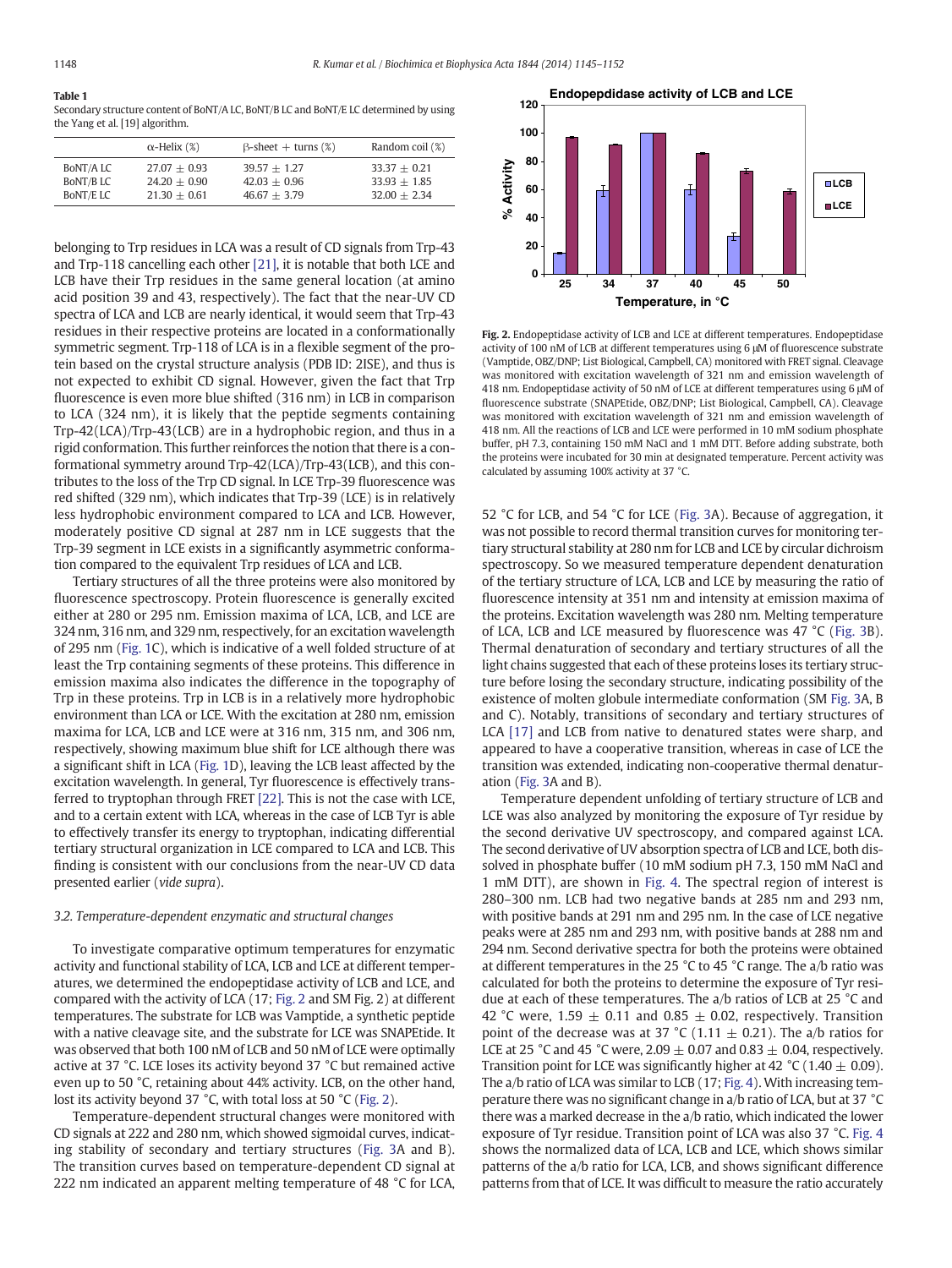**Table 1**
Secondary structure content of BoNT/A LC, BoNT/B LC and BoNT/E LC determined by using the Yang et al. [19] algorithm.

| | α-Helix (%) | β-sheet + turns (%) | Random coil (%) |
|---|---|---|---|
| BoNT/A LC | 27.07 ± 0.93 | 39.57 ± 1.27 | 33.37 ± 0.21 |
| BoNT/B LC | 24.20 ± 0.90 | 42.03 ± 0.96 | 33.93 ± 1.85 |
| BoNT/E LC | 21.30 ± 0.61 | 46.67 ± 3.79 | 32.00 ± 2.34 |

belonging to Trp residues in LCA was a result of CD signals from Trp-43 and Trp-118 cancelling each other [21], it is notable that both LCE and LCB have their Trp residues in the same general location (at amino acid position 39 and 43, respectively). The fact that the near-UV CD spectra of LCA and LCB are nearly identical, it would seem that Trp-43 residues in their respective proteins are located in a conformationally symmetric segment. Trp-118 of LCA is in a flexible segment of the protein based on the crystal structure analysis (PDB ID: 2ISE), and thus is not expected to exhibit CD signal. However, given the fact that Trp fluorescence is even more blue shifted (316 nm) in LCB in comparison to LCA (324 nm), it is likely that the peptide segments containing Trp-42(LCA)/Trp-43(LCB) are in a hydrophobic region, and thus in a rigid conformation. This further reinforces the notion that there is a conformational symmetry around Trp-42(LCA)/Trp-43(LCB), and this contributes to the loss of the Trp CD signal. In LCE Trp-39 fluorescence was red shifted (329 nm), which indicates that Trp-39 (LCE) is in relatively less hydrophobic environment compared to LCA and LCB. However, moderately positive CD signal at 287 nm in LCE suggests that the Trp-39 segment in LCE exists in a significantly asymmetric conformation compared to the equivalent Trp residues of LCA and LCB.

Tertiary structures of all the three proteins were also monitored by fluorescence spectroscopy. Protein fluorescence is generally excited either at 280 or 295 nm. Emission maxima of LCA, LCB, and LCE are 324 nm, 316 nm, and 329 nm, respectively, for an excitation wavelength of 295 nm (Fig. 1C), which is indicative of a well folded structure of at least the Trp containing segments of these proteins. This difference in emission maxima also indicates the difference in the topography of Trp in these proteins. Trp in LCB is in a relatively more hydrophobic environment than LCA or LCE. With the excitation at 280 nm, emission maxima for LCA, LCB and LCE were at 316 nm, 315 nm, and 306 nm, respectively, showing maximum blue shift for LCE although there was a significant shift in LCA (Fig. 1D), leaving the LCB least affected by the excitation wavelength. In general, Tyr fluorescence is effectively transferred to tryptophan through FRET [22]. This is not the case with LCE, and to a certain extent with LCA, whereas in the case of LCB Tyr is able to effectively transfer its energy to tryptophan, indicating differential tertiary structural organization in LCE compared to LCA and LCB. This finding is consistent with our conclusions from the near-UV CD data presented earlier (*vide supra*).

### 3.2. Temperature-dependent enzymatic and structural changes

To investigate comparative optimum temperatures for enzymatic activity and functional stability of LCA, LCB and LCE at different temperatures, we determined the endopeptidase activity of LCB and LCE, and compared with the activity of LCA (17; Fig. 2 and SM Fig. 2) at different temperatures. The substrate for LCB was Vamptide, a synthetic peptide with a native cleavage site, and the substrate for LCE was SNAPEtide. It was observed that both 100 nM of LCB and 50 nM of LCE were optimally active at 37 °C. LCE loses its activity beyond 37 °C but remained active even up to 50 °C, retaining about 44% activity. LCB, on the other hand, lost its activity beyond 37 °C, with total loss at 50 °C (Fig. 2).

Temperature-dependent structural changes were monitored with CD signals at 222 and 280 nm, which showed sigmoidal curves, indicating stability of secondary and tertiary structures (Fig. 3A and B). The transition curves based on temperature-dependent CD signal at 222 nm indicated an apparent melting temperature of 48 °C for LCA, 52 °C for LCB, and 54 °C for LCE (Fig. 3A). Because of aggregation, it was not possible to record thermal transition curves for monitoring tertiary structural stability at 280 nm for LCB and LCE by circular dichroism spectroscopy. So we measured temperature dependent denaturation of the tertiary structure of LCA, LCB and LCE by measuring the ratio of fluorescence intensity at 351 nm and intensity at emission maxima of the proteins. Excitation wavelength was 280 nm. Melting temperature of LCA, LCB and LCE measured by fluorescence was 47 °C (Fig. 3B). Thermal denaturation of secondary and tertiary structures of all the light chains suggested that each of these proteins loses its tertiary structure before losing the secondary structure, indicating possibility of the existence of molten globule intermediate conformation (SM Fig. 3A, B and C). Notably, transitions of secondary and tertiary structures of LCA [17] and LCB from native to denatured states were sharp, and appeared to have a cooperative transition, whereas in case of LCE the transition was extended, indicating non-cooperative thermal denaturation (Fig. 3A and B).

Temperature dependent unfolding of tertiary structure of LCB and LCE was also analyzed by monitoring the exposure of Tyr residue by the second derivative UV spectroscopy, and compared against LCA. The second derivative of UV absorption spectra of LCB and LCE, both dissolved in phosphate buffer (10 mM sodium pH 7.3, 150 mM NaCl and 1 mM DTT), are shown in Fig. 4. The spectral region of interest is 280–300 nm. LCB had two negative bands at 285 nm and 293 nm, with positive bands at 291 nm and 295 nm. In the case of LCE negative peaks were at 285 nm and 293 nm, with positive bands at 288 nm and 294 nm. Second derivative spectra for both the proteins were obtained at different temperatures in the 25 °C to 45 °C range. The a/b ratio was calculated for both the proteins to determine the exposure of Tyr residue at each of these temperatures. The a/b ratios of LCB at 25 °C and 42 °C were, 1.59 ± 0.11 and 0.85 ± 0.02, respectively. Transition point of the decrease was at 37 °C (1.11 ± 0.21). The a/b ratios for LCE at 25 °C and 45 °C were, 2.09 ± 0.07 and 0.83 ± 0.04, respectively. Transition point for LCE was significantly higher at 42 °C (1.40 ± 0.09). The a/b ratio of LCA was similar to LCB (17; Fig. 4). With increasing temperature there was no significant change in a/b ratio of LCA, but at 37 °C there was a marked decrease in the a/b ratio, which indicated the lower exposure of Tyr residue. Transition point of LCA was also 37 °C. Fig. 4 shows the normalized data of LCA, LCB and LCE, which shows similar patterns of the a/b ratio for LCA, LCB, and shows significant difference patterns from that of LCE. It was difficult to measure the ratio accurately

**Fig. 2.** Endopeptidase activity of LCB and LCE at different temperatures. Endopeptidase activity of 100 nM of LCB at different temperatures using 6 μM of fluorescence substrate (Vamptide, OBZ/DNP; List Biological, Campbell, CA) monitored with FRET signal. Cleavage was monitored with excitation wavelength of 321 nm and emission wavelength of 418 nm. Endopeptidase activity of 50 nM of LCE at different temperatures using 6 μM of fluorescence substrate (SNAPEtide, OBZ/DNP; List Biological, Campbell, CA). Cleavage was monitored with excitation wavelength of 321 nm and emission wavelength of 418 nm. All the reactions of LCB and LCE were performed in 10 mM sodium phosphate buffer, pH 7.3, containing 150 mM NaCl and 1 mM DTT. Before adding substrate, both the proteins were incubated for 30 min at designated temperature. Percent activity was calculated by assuming 100% activity at 37 °C.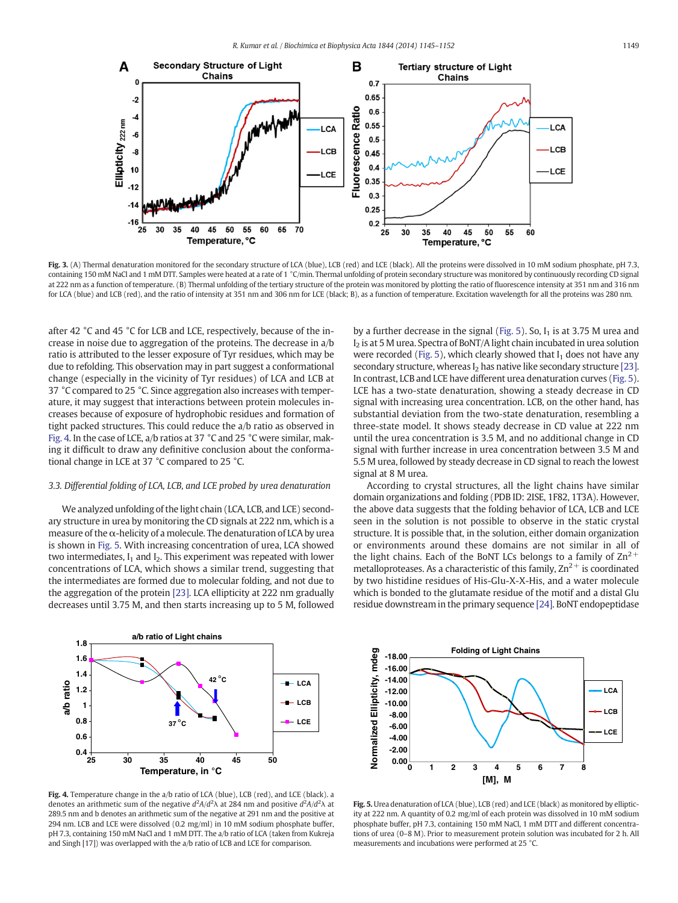**Fig. 3.** (A) Thermal denaturation monitored for the secondary structure of LCA (blue), LCB (red) and LCE (black). All the proteins were dissolved in 10 mM sodium phosphate, pH 7.3, containing 150 mM NaCl and 1 mM DTT. Samples were heated at a rate of 1 °C/min. Thermal unfolding of protein secondary structure was monitored by continuously recording CD signal at 222 nm as a function of temperature. (B) Thermal unfolding of the tertiary structure of the protein was monitored by plotting the ratio of fluorescence intensity at 351 nm and 316 nm for LCA (blue) and LCB (red), and the ratio of intensity at 351 nm and 306 nm for LCE (black; B), as a function of temperature. Excitation wavelength for all the proteins was 280 nm.

after 42 °C and 45 °C for LCB and LCE, respectively, because of the increase in noise due to aggregation of the proteins. The decrease in a/b ratio is attributed to the lesser exposure of Tyr residues, which may be due to refolding. This observation may in part suggest a conformational change (especially in the vicinity of Tyr residues) of LCA and LCB at 37 °C compared to 25 °C. Since aggregation also increases with temperature, it may suggest that interactions between protein molecules increases because of exposure of hydrophobic residues and formation of tight packed structures. This could reduce the a/b ratio as observed in Fig. 4. In the case of LCE, a/b ratios at 37 °C and 25 °C were similar, making it difficult to draw any definitive conclusion about the conformational change in LCE at 37 °C compared to 25 °C.

### 3.3. Differential folding of LCA, LCB, and LCE probed by urea denaturation

We analyzed unfolding of the light chain (LCA, LCB, and LCE) secondary structure in urea by monitoring the CD signals at 222 nm, which is a measure of the α-helicity of a molecule. The denaturation of LCA by urea is shown in Fig. 5. With increasing concentration of urea, LCA showed two intermediates, $I_1$ and $I_2$. This experiment was repeated with lower concentrations of LCA, which shows a similar trend, suggesting that the intermediates are formed due to molecular folding, and not due to the aggregation of the protein [23]. LCA ellipticity at 222 nm gradually decreases until 3.75 M, and then starts increasing up to 5 M, followed by a further decrease in the signal (Fig. 5). So, $I_1$ is at 3.75 M urea and $I_2$ is at 5 M urea. Spectra of BoNT/A light chain incubated in urea solution were recorded (Fig. 5), which clearly showed that $I_1$ does not have any secondary structure, whereas $I_2$ has native like secondary structure [23]. In contrast, LCB and LCE have different urea denaturation curves (Fig. 5). LCE has a two-state denaturation, showing a steady decrease in CD signal with increasing urea concentration. LCB, on the other hand, has substantial deviation from the two-state denaturation, resembling a three-state model. It shows steady decrease in CD value at 222 nm until the urea concentration is 3.5 M, and no additional change in CD signal with further increase in urea concentration between 3.5 M and 5.5 M urea, followed by steady decrease in CD signal to reach the lowest signal at 8 M urea.

According to crystal structures, all the light chains have similar domain organizations and folding (PDB ID: 2ISE, 1F82, 1T3A). However, the above data suggests that the folding behavior of LCA, LCB and LCE seen in the solution is not possible to observe in the static crystal structure. It is possible that, in the solution, either domain organization or environments around these domains are not similar in all of the light chains. Each of the BoNT LCs belongs to a family of $Zn^{2+}$ metalloproteases. As a characteristic of this family, $Zn^{2+}$ is coordinated by two histidine residues of His-Glu-X-X-His, and a water molecule which is bonded to the glutamate residue of the motif and a distal Glu residue downstream in the primary sequence [24]. BoNT endopeptidase

**Fig. 4.** Temperature change in the a/b ratio of LCA (blue), LCB (red), and LCE (black). a denotes an arithmetic sum of the negative $d^2A/d^2\lambda$ at 284 nm and positive $d^2A/d^2\lambda$ at 289.5 nm and b denotes an arithmetic sum of the negative at 291 nm and the positive at 294 nm. LCB and LCE were dissolved (0.2 mg/ml) in 10 mM sodium phosphate buffer, pH 7.3, containing 150 mM NaCl and 1 mM DTT. The a/b ratio of LCA (taken from Kukreja and Singh [17]) was overlapped with the a/b ratio of LCB and LCE for comparison.

**Fig. 5.** Urea denaturation of LCA (blue), LCB (red) and LCE (black) as monitored by ellipticity at 222 nm. A quantity of 0.2 mg/ml of each protein was dissolved in 10 mM sodium phosphate buffer, pH 7.3, containing 150 mM NaCl, 1 mM DTT and different concentrations of urea (0–8 M). Prior to measurement protein solution was incubated for 2 h. All measurements and incubations were performed at 25 °C.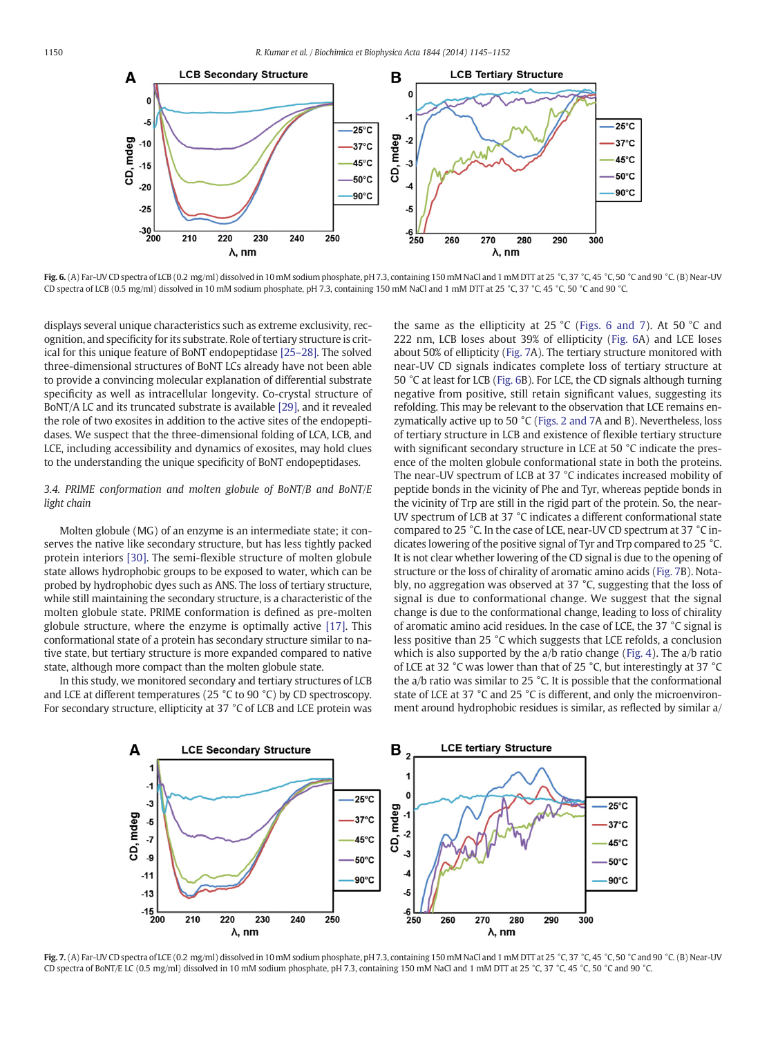Fig. 6. (A) Far-UV CD spectra of LCB (0.2 mg/ml) dissolved in 10 mM sodium phosphate, pH 7.3, containing 150 mM NaCl and 1 mM DTT at 25 °C, 37 °C, 45 °C, 50 °C and 90 °C. (B) Near-UV CD spectra of LCB (0.5 mg/ml) dissolved in 10 mM sodium phosphate, pH 7.3, containing 150 mM NaCl and 1 mM DTT at 25 °C, 37 °C, 45 °C, 50 °C and 90 °C.

displays several unique characteristics such as extreme exclusivity, recognition, and specificity for its substrate. Role of tertiary structure is critical for this unique feature of BoNT endopeptidase [25–28]. The solved three-dimensional structures of BoNT LCs already have not been able to provide a convincing molecular explanation of differential substrate specificity as well as intracellular longevity. Co-crystal structure of BoNT/A LC and its truncated substrate is available [29], and it revealed the role of two exosites in addition to the active sites of the endopeptidases. We suspect that the three-dimensional folding of LCA, LCB, and LCE, including accessibility and dynamics of exosites, may hold clues to the understanding the unique specificity of BoNT endopeptidases.

### 3.4. PRIME conformation and molten globule of BoNT/B and BoNT/E light chain

Molten globule (MG) of an enzyme is an intermediate state; it conserves the native like secondary structure, but has less tightly packed protein interiors [30]. The semi-flexible structure of molten globule state allows hydrophobic groups to be exposed to water, which can be probed by hydrophobic dyes such as ANS. The loss of tertiary structure, while still maintaining the secondary structure, is a characteristic of the molten globule state. PRIME conformation is defined as pre-molten globule structure, where the enzyme is optimally active [17]. This conformational state of a protein has secondary structure similar to native state, but tertiary structure is more expanded compared to native state, although more compact than the molten globule state.

In this study, we monitored secondary and tertiary structures of LCB and LCE at different temperatures (25 °C to 90 °C) by CD spectroscopy. For secondary structure, ellipticity at 37 °C of LCB and LCE protein was the same as the ellipticity at 25 °C (Figs. 6 and 7). At 50 °C and 222 nm, LCB loses about 39% of ellipticity (Fig. 6A) and LCE loses about 50% of ellipticity (Fig. 7A). The tertiary structure monitored with near-UV CD signals indicates complete loss of tertiary structure at 50 °C at least for LCB (Fig. 6B). For LCE, the CD signals although turning negative from positive, still retain significant values, suggesting its refolding. This may be relevant to the observation that LCE remains enzymatically active up to 50 °C (Figs. 2 and 7A and B). Nevertheless, loss of tertiary structure in LCB and existence of flexible tertiary structure with significant secondary structure in LCE at 50 °C indicate the presence of the molten globule conformational state in both the proteins. The near-UV spectrum of LCB at 37 °C indicates increased mobility of peptide bonds in the vicinity of Phe and Tyr, whereas peptide bonds in the vicinity of Trp are still in the rigid part of the protein. So, the near-UV spectrum of LCB at 37 °C indicates a different conformational state compared to 25 °C. In the case of LCE, near-UV CD spectrum at 37 °C indicates lowering of the positive signal of Tyr and Trp compared to 25 °C. It is not clear whether lowering of the CD signal is due to the opening of structure or the loss of chirality of aromatic amino acids (Fig. 7B). Notably, no aggregation was observed at 37 °C, suggesting that the loss of signal is due to conformational change. We suggest that the signal change is due to the conformational change, leading to loss of chirality of aromatic amino acid residues. In the case of LCE, the 37 °C signal is less positive than 25 °C which suggests that LCE refolds, a conclusion which is also supported by the a/b ratio change (Fig. 4). The a/b ratio of LCE at 32 °C was lower than that of 25 °C, but interestingly at 37 °C the a/b ratio was similar to 25 °C. It is possible that the conformational state of LCE at 37 °C and 25 °C is different, and only the microenvironment around hydrophobic residues is similar, as reflected by similar a/

Fig. 7. (A) Far-UV CD spectra of LCE (0.2 mg/ml) dissolved in 10 mM sodium phosphate, pH 7.3, containing 150 mM NaCl and 1 mM DTT at 25 °C, 37 °C, 45 °C, 50 °C and 90 °C. (B) Near-UV CD spectra of BoNT/E LC (0.5 mg/ml) dissolved in 10 mM sodium phosphate, pH 7.3, containing 150 mM NaCl and 1 mM DTT at 25 °C, 37 °C, 45 °C, 50 °C and 90 °C.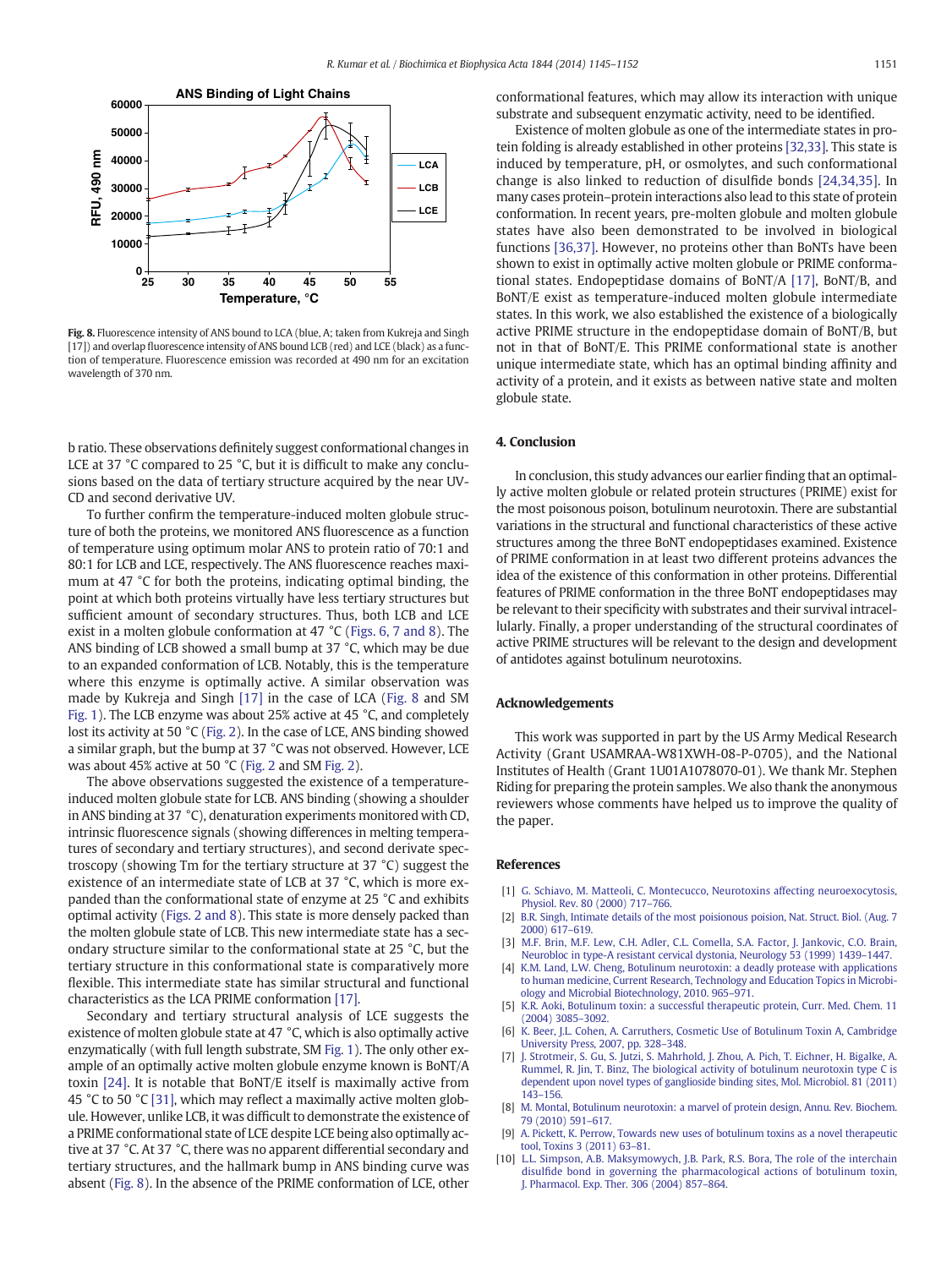ANS Binding of Light Chains

60000
50000
40000
30000
20000
10000
0

RFU, 490 nm

25 30 35 40 45 50 55

Temperature, °C

LCA
LCB
LCE

**Fig. 8.** Fluorescence intensity of ANS bound to LCA (blue, A; taken from Kukreja and Singh [17]) and overlap fluorescence intensity of ANS bound LCB (red) and LCE (black) as a function of temperature. Fluorescence emission was recorded at 490 nm for an excitation wavelength of 370 nm.

b ratio. These observations definitely suggest conformational changes in LCE at 37 °C compared to 25 °C, but it is difficult to make any conclusions based on the data of tertiary structure acquired by the near UV-CD and second derivative UV.

To further confirm the temperature-induced molten globule structure of both the proteins, we monitored ANS fluorescence as a function of temperature using optimum molar ANS to protein ratio of 70:1 and 80:1 for LCB and LCE, respectively. The ANS fluorescence reaches maximum at 47 °C for both the proteins, indicating optimal binding, the point at which both proteins virtually have less tertiary structures but sufficient amount of secondary structures. Thus, both LCB and LCE exist in a molten globule conformation at 47 °C (Figs. 6, 7 and 8). The ANS binding of LCB showed a small bump at 37 °C, which may be due to an expanded conformation of LCB. Notably, this is the temperature where this enzyme is optimally active. A similar observation was made by Kukreja and Singh [17] in the case of LCA (Fig. 8 and SM Fig. 1). The LCB enzyme was about 25% active at 45 °C, and completely lost its activity at 50 °C (Fig. 2). In the case of LCE, ANS binding showed a similar graph, but the bump at 37 °C was not observed. However, LCE was about 45% active at 50 °C (Fig. 2 and SM Fig. 2).

The above observations suggested the existence of a temperature-induced molten globule state for LCB. ANS binding (showing a shoulder in ANS binding at 37 °C), denaturation experiments monitored with CD, intrinsic fluorescence signals (showing differences in melting temperatures of secondary and tertiary structures), and second derivate spectroscopy (showing Tm for the tertiary structure at 37 °C) suggest the existence of an intermediate state of LCB at 37 °C, which is more expanded than the conformational state of enzyme at 25 °C and exhibits optimal activity (Figs. 2 and 8). This state is more densely packed than the molten globule state of LCB. This new intermediate state has a secondary structure similar to the conformational state at 25 °C, but the tertiary structure in this conformational state is comparatively more flexible. This intermediate state has similar structural and functional characteristics as the LCA PRIME conformation [17].

Secondary and tertiary structural analysis of LCE suggests the existence of molten globule state at 47 °C, which is also optimally active enzymatically (with full length substrate, SM Fig. 1). The only other example of an optimally active molten globule enzyme known is BoNT/A toxin [24]. It is notable that BoNT/E itself is maximally active from 45 °C to 50 °C [31], which may reflect a maximally active molten globule. However, unlike LCB, it was difficult to demonstrate the existence of a PRIME conformational state of LCE despite LCE being also optimally active at 37 °C. At 37 °C, there was no apparent differential secondary and tertiary structures, and the hallmark bump in ANS binding curve was absent (Fig. 8). In the absence of the PRIME conformation of LCE, other conformational features, which may allow its interaction with unique substrate and subsequent enzymatic activity, need to be identified.

Existence of molten globule as one of the intermediate states in protein folding is already established in other proteins [32,33]. This state is induced by temperature, pH, or osmolytes, and such conformational change is also linked to reduction of disulfide bonds [24,34,35]. In many cases protein–protein interactions also lead to this state of protein conformation. In recent years, pre-molten globule and molten globule states have also been demonstrated to be involved in biological functions [36,37]. However, no proteins other than BoNTs have been shown to exist in optimally active molten globule or PRIME conformational states. Endopeptidase domains of BoNT/A [17], BoNT/B, and BoNT/E exist as temperature-induced molten globule intermediate states. In this work, we also established the existence of a biologically active PRIME structure in the endopeptidase domain of BoNT/B, but not in that of BoNT/E. This PRIME conformational state is another unique intermediate state, which has an optimal binding affinity and activity of a protein, and it exists as between native state and molten globule state.

## 4. Conclusion

In conclusion, this study advances our earlier finding that an optimally active molten globule or related protein structures (PRIME) exist for the most poisonous poison, botulinum neurotoxin. There are substantial variations in the structural and functional characteristics of these active structures among the three BoNT endopeptidases examined. Existence of PRIME conformation in at least two different proteins advances the idea of the existence of this conformation in other proteins. Differential features of PRIME conformation in the three BoNT endopeptidases may be relevant to their specificity with substrates and their survival intracellularly. Finally, a proper understanding of the structural coordinates of active PRIME structures will be relevant to the design and development of antidotes against botulinum neurotoxins.

## Acknowledgements

This work was supported in part by the US Army Medical Research Activity (Grant USAMRAA-W81XWH-08-P-0705), and the National Institutes of Health (Grant 1U01A1078070-01). We thank Mr. Stephen Riding for preparing the protein samples. We also thank the anonymous reviewers whose comments have helped us to improve the quality of the paper.

## References

[1] G. Schiavo, M. Matteoli, C. Montecucco, Neurotoxins affecting neuroexocytosis, Physiol. Rev. 80 (2000) 717–766.

[2] B.R. Singh, Intimate details of the most poisionous poision, Nat. Struct. Biol. (Aug. 7 2000) 617–619.

[3] M.F. Brin, M.F. Lew, C.H. Adler, C.L. Comella, S.A. Factor, J. Jankovic, C.O. Brain, Neurobloc in type-A resistant cervical dystonia, Neurology 53 (1999) 1439–1447.

[4] K.M. Land, L.W. Cheng, Botulinum neurotoxin: a deadly protease with applications to human medicine, Current Research, Technology and Education Topics in Microbiology and Microbial Biotechnology, 2010. 965–971.

[5] K.R. Aoki, Botulinum toxin: a successful therapeutic protein, Curr. Med. Chem. 11 (2004) 3085–3092.

[6] K. Beer, J.L. Cohen, A. Carruthers, Cosmetic Use of Botulinum Toxin A, Cambridge University Press, 2007, pp. 328–348.

[7] J. Strotmeir, S. Gu, S. Jutzi, S. Mahrhold, J. Zhou, A. Pich, T. Eichner, H. Bigalke, A. Rummel, R. Jin, T. Binz, The biological activity of botulinum neurotoxin type C is dependent upon novel types of ganglioside binding sites, Mol. Microbiol. 81 (2011) 143–156.

[8] M. Montal, Botulinum neurotoxin: a marvel of protein design, Annu. Rev. Biochem. 79 (2010) 591–617.

[9] A. Pickett, K. Perrow, Towards new uses of botulinum toxins as a novel therapeutic tool, Toxins 3 (2011) 63–81.

[10] L.L. Simpson, A.B. Maksymowych, J.B. Park, R.S. Bora, The role of the interchain disulfide bond in governing the pharmacological actions of botulinum toxin, J. Pharmacol. Exp. Ther. 306 (2004) 857–864.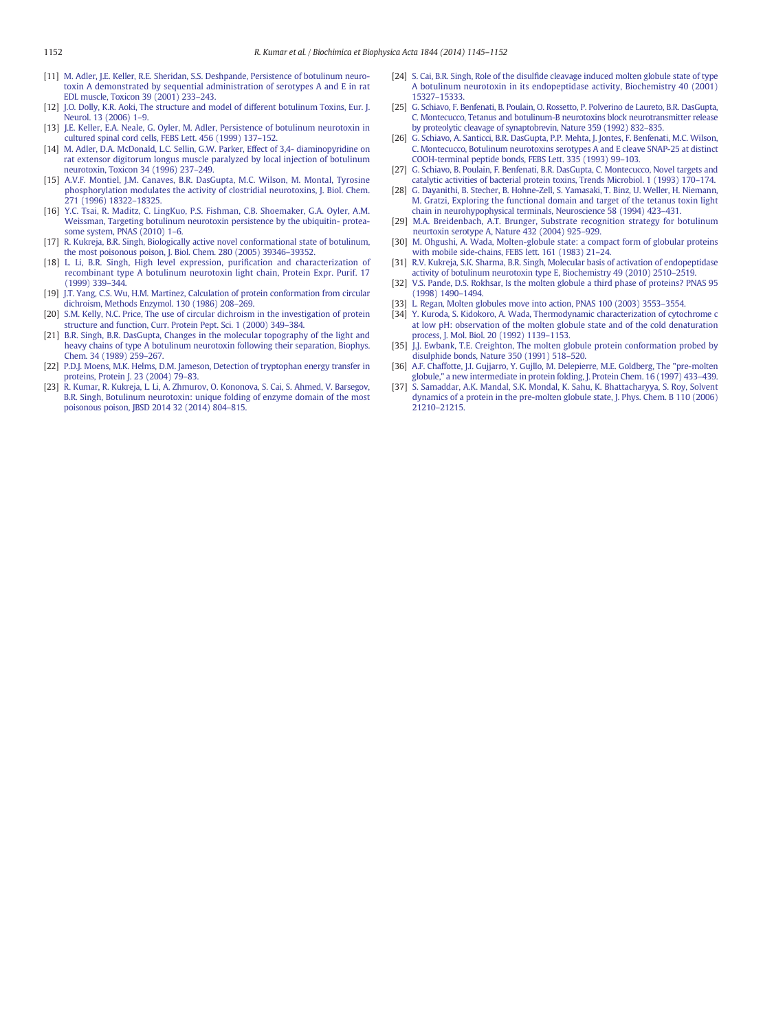[11] M. Adler, J.E. Keller, R.E. Sheridan, S.S. Deshpande, Persistence of botulinum neurotoxin A demonstrated by sequential administration of serotypes A and E in rat EDL muscle, Toxicon 39 (2001) 233–243.

[12] J.O. Dolly, K.R. Aoki, The structure and model of different botulinum Toxins, Eur. J. Neurol. 13 (2006) 1–9.

[13] J.E. Keller, E.A. Neale, G. Oyler, M. Adler, Persistence of botulinum neurotoxin in cultured spinal cord cells, FEBS Lett. 456 (1999) 137–152.

[14] M. Adler, D.A. McDonald, L.C. Sellin, G.W. Parker, Effect of 3,4- diaminopyridine on rat extensor digitorum longus muscle paralyzed by local injection of botulinum neurotoxin, Toxicon 34 (1996) 237–249.

[15] A.V.F. Montiel, J.M. Canaves, B.R. DasGupta, M.C. Wilson, M. Montal, Tyrosine phosphorylation modulates the activity of clostridial neurotoxins, J. Biol. Chem. 271 (1996) 18322–18325.

[16] Y.C. Tsai, R. Maditz, C. LingKuo, P.S. Fishman, C.B. Shoemaker, G.A. Oyler, A.M. Weissman, Targeting botulinum neurotoxin persistence by the ubiquitin- proteasome system, PNAS (2010) 1–6.

[17] R. Kukreja, B.R. Singh, Biologically active novel conformational state of botulinum, the most poisonous poison, J. Biol. Chem. 280 (2005) 39346–39352.

[18] L. Li, B.R. Singh, High level expression, purification and characterization of recombinant type A botulinum neurotoxin light chain, Protein Expr. Purif. 17 (1999) 339–344.

[19] J.T. Yang, C.S. Wu, H.M. Martinez, Calculation of protein conformation from circular dichroism, Methods Enzymol. 130 (1986) 208–269.

[20] S.M. Kelly, N.C. Price, The use of circular dichroism in the investigation of protein structure and function, Curr. Protein Pept. Sci. 1 (2000) 349–384.

[21] B.R. Singh, B.R. DasGupta, Changes in the molecular topography of the light and heavy chains of type A botulinum neurotoxin following their separation, Biophys. Chem. 34 (1989) 259–267.

[22] P.D.J. Moens, M.K. Helms, D.M. Jameson, Detection of tryptophan energy transfer in proteins, Protein J. 23 (2004) 79–83.

[23] R. Kumar, R. Kukreja, L. Li, A. Zhmurov, O. Kononova, S. Cai, S. Ahmed, V. Barsegov, B.R. Singh, Botulinum neurotoxin: unique folding of enzyme domain of the most poisonous poison, JBSD 2014 32 (2014) 804–815.

[24] S. Cai, B.R. Singh, Role of the disulfide cleavage induced molten globule state of type A botulinum neurotoxin in its endopeptidase activity, Biochemistry 40 (2001) 15327–15333.

[25] G. Schiavo, F. Benfenati, B. Poulain, O. Rossetto, P. Polverino de Laureto, B.R. DasGupta, C. Montecucco, Tetanus and botulinum-B neurotoxins block neurotransmitter release by proteolytic cleavage of synaptobrevin, Nature 359 (1992) 832–835.

[26] G. Schiavo, A. Santicci, B.R. DasGupta, P.P. Mehta, J. Jontes, F. Benfenati, M.C. Wilson, C. Montecucco, Botulinum neurotoxins serotypes A and E cleave SNAP-25 at distinct COOH-terminal peptide bonds, FEBS Lett. 335 (1993) 99–103.

[27] G. Schiavo, B. Poulain, F. Benfenati, B.R. DasGupta, C. Montecucco, Novel targets and catalytic activities of bacterial protein toxins, Trends Microbiol. 1 (1993) 170–174.

[28] G. Dayanithi, B. Stecher, B. Hohne-Zell, S. Yamasaki, T. Binz, U. Weller, H. Niemann, M. Gratzi, Exploring the functional domain and target of the tetanus toxin light chain in neurohypophysical terminals, Neuroscience 58 (1994) 423–431.

[29] M.A. Breidenbach, A.T. Brunger, Substrate recognition strategy for botulinum neurtoxin serotype A, Nature 432 (2004) 925–929.

[30] M. Ohgushi, A. Wada, Molten-globule state: a compact form of globular proteins with mobile side-chains, FEBS lett. 161 (1983) 21–24.

[31] R.V. Kukreja, S.K. Sharma, B.R. Singh, Molecular basis of activation of endopeptidase activity of botulinum neurotoxin type E, Biochemistry 49 (2010) 2510–2519.

[32] V.S. Pande, D.S. Rokhsar, Is the molten globule a third phase of proteins? PNAS 95 (1998) 1490–1494.

[33] L. Regan, Molten globules move into action, PNAS 100 (2003) 3553–3554.

[34] Y. Kuroda, S. Kidokoro, A. Wada, Thermodynamic characterization of cytochrome c at low pH: observation of the molten globule state and of the cold denaturation process, J. Mol. Biol. 20 (1992) 1139–1153.

[35] J.J. Ewbank, T.E. Creighton, The molten globule protein conformation probed by disulphide bonds, Nature 350 (1991) 518–520.

[36] A.F. Chaffotte, J.I. Gujjarro, Y. Gujllo, M. Delepierre, M.E. Goldberg, The "pre-molten globule," a new intermediate in protein folding, J. Protein Chem. 16 (1997) 433–439.

[37] S. Samaddar, A.K. Mandal, S.K. Mondal, K. Sahu, K. Bhattacharyya, S. Roy, Solvent dynamics of a protein in the pre-molten globule state, J. Phys. Chem. B 110 (2006) 21210–21215.